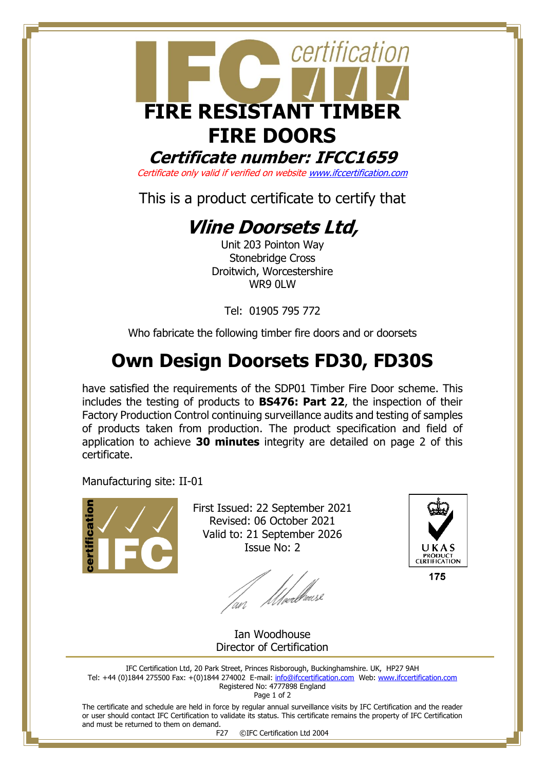# FIRE RESISTANT TIMBER FIRE DOORS

## *Certificate number: IFCC1659*

*Certificate only valid if verified on website www.ifccertification.com*

This is a product certificate to certify that

## *Vline Doorsets Ltd,*

Unit 203 Pointon Way
Stonebridge Cross
Droitwich, Worcestershire
WR9 0LW

Tel: 01905 795 772

Who fabricate the following timber fire doors and or doorsets

# Own Design Doorsets FD30, FD30S

have satisfied the requirements of the SDP01 Timber Fire Door scheme. This includes the testing of products to **BS476: Part 22**, the inspection of their Factory Production Control continuing surveillance audits and testing of samples of products taken from production. The product specification and field of application to achieve **30 minutes** integrity are detailed on page 2 of this certificate.

Manufacturing site: II-01

First Issued: 22 September 2021
Revised: 06 October 2021
Valid to: 21 September 2026
Issue No: 2

UKAS PRODUCT CERTIFICATION
175

Ian Woodhouse
Director of Certification

IFC Certification Ltd, 20 Park Street, Princes Risborough, Buckinghamshire. UK, HP27 9AH
Tel: +44 (0)1844 275500 Fax: +(0)1844 274002 E-mail: info@ifccertification.com Web: www.ifccertification.com
Registered No: 4777898 England

The certificate and schedule are held in force by regular annual surveillance visits by IFC Certification and the reader or user should contact IFC Certification to validate its status. This certificate remains the property of IFC Certification and must be returned to them on demand.

F27 ©IFC Certification Ltd 2004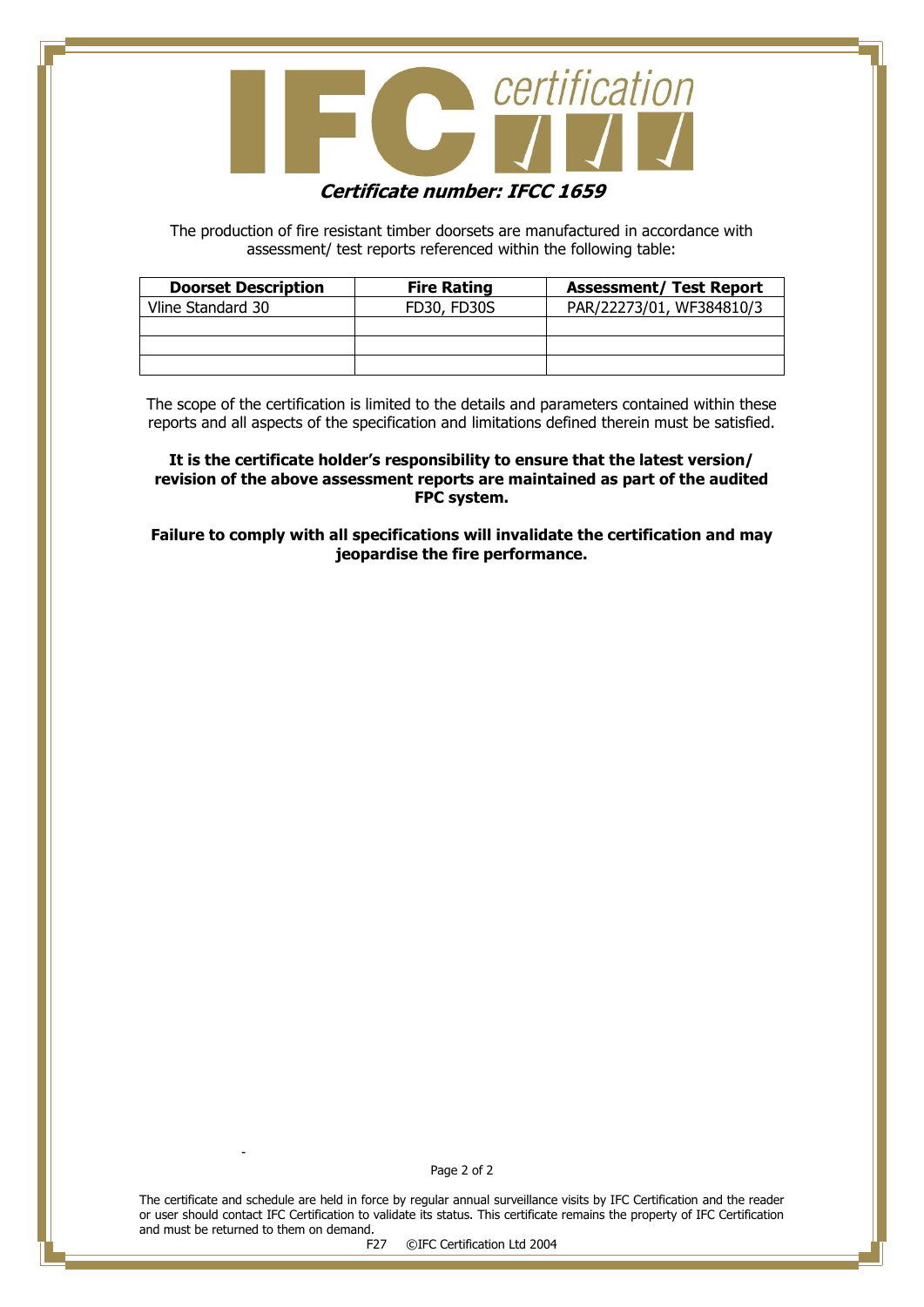**Certificate number: IFCC 1659**

The production of fire resistant timber doorsets are manufactured in accordance with assessment/ test reports referenced within the following table:

| Doorset Description | Fire Rating | Assessment/ Test Report |
|---|---|---|
| Vline Standard 30 | FD30, FD30S | PAR/22273/01, WF384810/3 |
| | | |
| | | |
| | | |

The scope of the certification is limited to the details and parameters contained within these reports and all aspects of the specification and limitations defined therein must be satisfied.

**It is the certificate holder's responsibility to ensure that the latest version/ revision of the above assessment reports are maintained as part of the audited FPC system.**

**Failure to comply with all specifications will invalidate the certification and may jeopardise the fire performance.**

The certificate and schedule are held in force by regular annual surveillance visits by IFC Certification and the reader or user should contact IFC Certification to validate its status. This certificate remains the property of IFC Certification and must be returned to them on demand.

F27 ©IFC Certification Ltd 2004